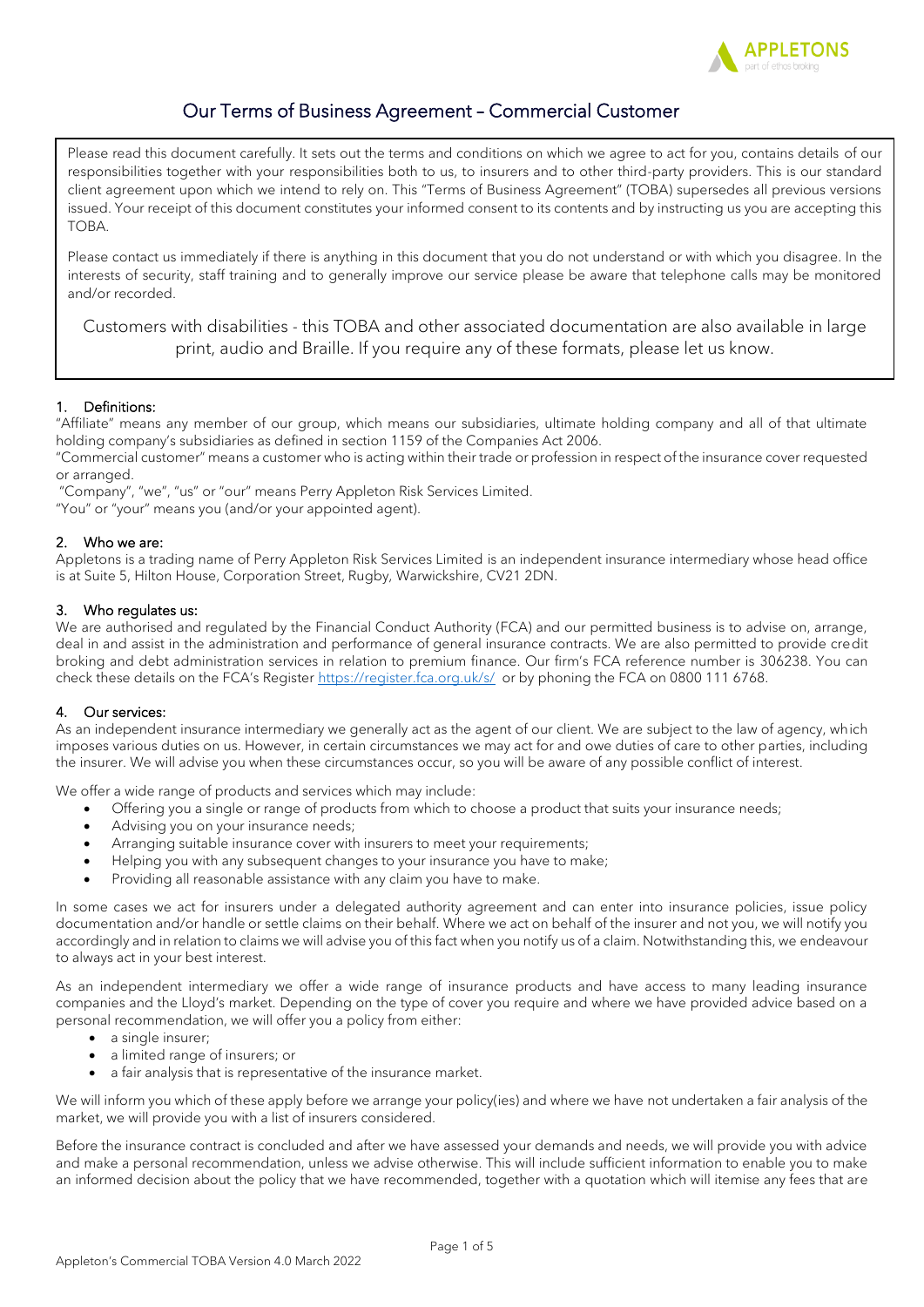# Our Terms of Business Agreement – Commercial Customer

Please read this document carefully. It sets out the terms and conditions on which we agree to act for you, contains details of our responsibilities together with your responsibilities both to us, to insurers and to other third-party providers. This is our standard client agreement upon which we intend to rely on. This "Terms of Business Agreement" (TOBA) supersedes all previous versions issued. Your receipt of this document constitutes your informed consent to its contents and by instructing us you are accepting this TOBA.

Please contact us immediately if there is anything in this document that you do not understand or with which you disagree. In the interests of security, staff training and to generally improve our service please be aware that telephone calls may be monitored and/or recorded.

Customers with disabilities - this TOBA and other associated documentation are also available in large print, audio and Braille. If you require any of these formats, please let us know.

## 1. Definitions:

"Affiliate" means any member of our group, which means our subsidiaries, ultimate holding company and all of that ultimate holding company's subsidiaries as defined in section 1159 of the Companies Act 2006.

"Commercial customer" means a customer who is acting within their trade or profession in respect of the insurance cover requested or arranged.

"Company", "we", "us" or "our" means Perry Appleton Risk Services Limited.

"You" or "your" means you (and/or your appointed agent).

## 2. Who we are:

Appletons is a trading name of Perry Appleton Risk Services Limited is an independent insurance intermediary whose head office is at Suite 5, Hilton House, Corporation Street, Rugby, Warwickshire, CV21 2DN.

## 3. Who regulates us:

We are authorised and regulated by the Financial Conduct Authority (FCA) and our permitted business is to advise on, arrange, deal in and assist in the administration and performance of general insurance contracts. We are also permitted to provide credit broking and debt administration services in relation to premium finance. Our firm's FCA reference number is 306238. You can check these details on the FCA's Register https://register.fca.org.uk/s/ or by phoning the FCA on 0800 111 6768.

## 4. Our services:

As an independent insurance intermediary we generally act as the agent of our client. We are subject to the law of agency, which imposes various duties on us. However, in certain circumstances we may act for and owe duties of care to other parties, including the insurer. We will advise you when these circumstances occur, so you will be aware of any possible conflict of interest.

We offer a wide range of products and services which may include:

- Offering you a single or range of products from which to choose a product that suits your insurance needs;
- Advising you on your insurance needs;
- Arranging suitable insurance cover with insurers to meet your requirements;
- Helping you with any subsequent changes to your insurance you have to make;
- Providing all reasonable assistance with any claim you have to make.

In some cases we act for insurers under a delegated authority agreement and can enter into insurance policies, issue policy documentation and/or handle or settle claims on their behalf. Where we act on behalf of the insurer and not you, we will notify you accordingly and in relation to claims we will advise you of this fact when you notify us of a claim. Notwithstanding this, we endeavour to always act in your best interest.

As an independent intermediary we offer a wide range of insurance products and have access to many leading insurance companies and the Lloyd's market. Depending on the type of cover you require and where we have provided advice based on a personal recommendation, we will offer you a policy from either:

- a single insurer;
- a limited range of insurers; or
- a fair analysis that is representative of the insurance market.

We will inform you which of these apply before we arrange your policy(ies) and where we have not undertaken a fair analysis of the market, we will provide you with a list of insurers considered.

Before the insurance contract is concluded and after we have assessed your demands and needs, we will provide you with advice and make a personal recommendation, unless we advise otherwise. This will include sufficient information to enable you to make an informed decision about the policy that we have recommended, together with a quotation which will itemise any fees that are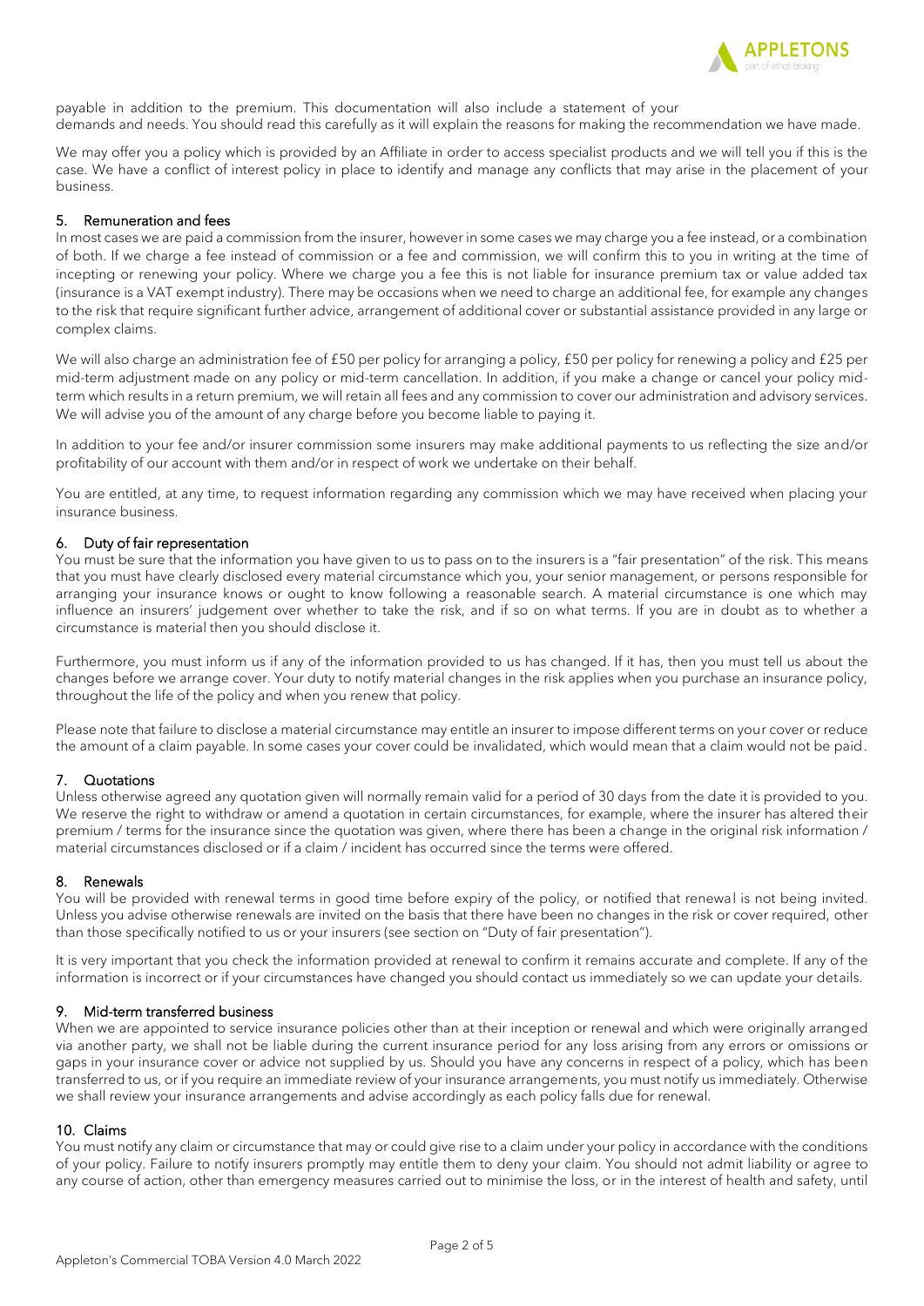payable in addition to the premium. This documentation will also include a statement of your demands and needs. You should read this carefully as it will explain the reasons for making the recommendation we have made.

We may offer you a policy which is provided by an Affiliate in order to access specialist products and we will tell you if this is the case. We have a conflict of interest policy in place to identify and manage any conflicts that may arise in the placement of your business.

## 5. Remuneration and fees

In most cases we are paid a commission from the insurer, however in some cases we may charge you a fee instead, or a combination of both. If we charge a fee instead of commission or a fee and commission, we will confirm this to you in writing at the time of incepting or renewing your policy. Where we charge you a fee this is not liable for insurance premium tax or value added tax (insurance is a VAT exempt industry). There may be occasions when we need to charge an additional fee, for example any changes to the risk that require significant further advice, arrangement of additional cover or substantial assistance provided in any large or complex claims.

We will also charge an administration fee of £50 per policy for arranging a policy, £50 per policy for renewing a policy and £25 per mid-term adjustment made on any policy or mid-term cancellation. In addition, if you make a change or cancel your policy mid-term which results in a return premium, we will retain all fees and any commission to cover our administration and advisory services. We will advise you of the amount of any charge before you become liable to paying it.

In addition to your fee and/or insurer commission some insurers may make additional payments to us reflecting the size and/or profitability of our account with them and/or in respect of work we undertake on their behalf.

You are entitled, at any time, to request information regarding any commission which we may have received when placing your insurance business.

## 6. Duty of fair representation

You must be sure that the information you have given to us to pass on to the insurers is a "fair presentation" of the risk. This means that you must have clearly disclosed every material circumstance which you, your senior management, or persons responsible for arranging your insurance knows or ought to know following a reasonable search. A material circumstance is one which may influence an insurers' judgement over whether to take the risk, and if so on what terms. If you are in doubt as to whether a circumstance is material then you should disclose it.

Furthermore, you must inform us if any of the information provided to us has changed. If it has, then you must tell us about the changes before we arrange cover. Your duty to notify material changes in the risk applies when you purchase an insurance policy, throughout the life of the policy and when you renew that policy.

Please note that failure to disclose a material circumstance may entitle an insurer to impose different terms on your cover or reduce the amount of a claim payable. In some cases your cover could be invalidated, which would mean that a claim would not be paid.

## 7. Quotations

Unless otherwise agreed any quotation given will normally remain valid for a period of 30 days from the date it is provided to you. We reserve the right to withdraw or amend a quotation in certain circumstances, for example, where the insurer has altered their premium / terms for the insurance since the quotation was given, where there has been a change in the original risk information / material circumstances disclosed or if a claim / incident has occurred since the terms were offered.

## 8. Renewals

You will be provided with renewal terms in good time before expiry of the policy, or notified that renewal is not being invited. Unless you advise otherwise renewals are invited on the basis that there have been no changes in the risk or cover required, other than those specifically notified to us or your insurers (see section on "Duty of fair presentation").

It is very important that you check the information provided at renewal to confirm it remains accurate and complete. If any of the information is incorrect or if your circumstances have changed you should contact us immediately so we can update your details.

## 9. Mid-term transferred business

When we are appointed to service insurance policies other than at their inception or renewal and which were originally arranged via another party, we shall not be liable during the current insurance period for any loss arising from any errors or omissions or gaps in your insurance cover or advice not supplied by us. Should you have any concerns in respect of a policy, which has been transferred to us, or if you require an immediate review of your insurance arrangements, you must notify us immediately. Otherwise we shall review your insurance arrangements and advise accordingly as each policy falls due for renewal.

## 10. Claims

You must notify any claim or circumstance that may or could give rise to a claim under your policy in accordance with the conditions of your policy. Failure to notify insurers promptly may entitle them to deny your claim. You should not admit liability or agree to any course of action, other than emergency measures carried out to minimise the loss, or in the interest of health and safety, until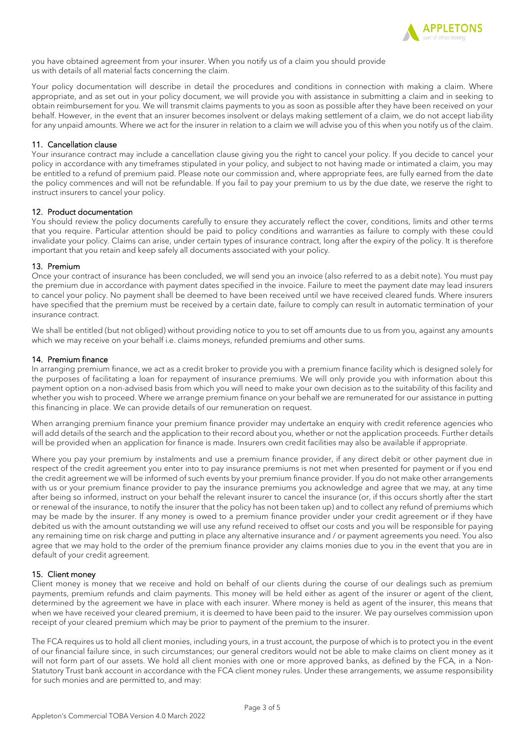you have obtained agreement from your insurer. When you notify us of a claim you should provide us with details of all material facts concerning the claim.

Your policy documentation will describe in detail the procedures and conditions in connection with making a claim. Where appropriate, and as set out in your policy document, we will provide you with assistance in submitting a claim and in seeking to obtain reimbursement for you. We will transmit claims payments to you as soon as possible after they have been received on your behalf. However, in the event that an insurer becomes insolvent or delays making settlement of a claim, we do not accept liability for any unpaid amounts. Where we act for the insurer in relation to a claim we will advise you of this when you notify us of the claim.

## 11. Cancellation clause

Your insurance contract may include a cancellation clause giving you the right to cancel your policy. If you decide to cancel your policy in accordance with any timeframes stipulated in your policy, and subject to not having made or intimated a claim, you may be entitled to a refund of premium paid. Please note our commission and, where appropriate fees, are fully earned from the date the policy commences and will not be refundable. If you fail to pay your premium to us by the due date, we reserve the right to instruct insurers to cancel your policy.

## 12. Product documentation

You should review the policy documents carefully to ensure they accurately reflect the cover, conditions, limits and other terms that you require. Particular attention should be paid to policy conditions and warranties as failure to comply with these could invalidate your policy. Claims can arise, under certain types of insurance contract, long after the expiry of the policy. It is therefore important that you retain and keep safely all documents associated with your policy.

## 13. Premium

Once your contract of insurance has been concluded, we will send you an invoice (also referred to as a debit note). You must pay the premium due in accordance with payment dates specified in the invoice. Failure to meet the payment date may lead insurers to cancel your policy. No payment shall be deemed to have been received until we have received cleared funds. Where insurers have specified that the premium must be received by a certain date, failure to comply can result in automatic termination of your insurance contract.

We shall be entitled (but not obliged) without providing notice to you to set off amounts due to us from you, against any amounts which we may receive on your behalf i.e. claims moneys, refunded premiums and other sums.

## 14. Premium finance

In arranging premium finance, we act as a credit broker to provide you with a premium finance facility which is designed solely for the purposes of facilitating a loan for repayment of insurance premiums. We will only provide you with information about this payment option on a non-advised basis from which you will need to make your own decision as to the suitability of this facility and whether you wish to proceed. Where we arrange premium finance on your behalf we are remunerated for our assistance in putting this financing in place. We can provide details of our remuneration on request.

When arranging premium finance your premium finance provider may undertake an enquiry with credit reference agencies who will add details of the search and the application to their record about you, whether or not the application proceeds. Further details will be provided when an application for finance is made. Insurers own credit facilities may also be available if appropriate.

Where you pay your premium by instalments and use a premium finance provider, if any direct debit or other payment due in respect of the credit agreement you enter into to pay insurance premiums is not met when presented for payment or if you end the credit agreement we will be informed of such events by your premium finance provider. If you do not make other arrangements with us or your premium finance provider to pay the insurance premiums you acknowledge and agree that we may, at any time after being so informed, instruct on your behalf the relevant insurer to cancel the insurance (or, if this occurs shortly after the start or renewal of the insurance, to notify the insurer that the policy has not been taken up) and to collect any refund of premiums which may be made by the insurer. If any money is owed to a premium finance provider under your credit agreement or if they have debited us with the amount outstanding we will use any refund received to offset our costs and you will be responsible for paying any remaining time on risk charge and putting in place any alternative insurance and / or payment agreements you need. You also agree that we may hold to the order of the premium finance provider any claims monies due to you in the event that you are in default of your credit agreement.

## 15. Client money

Client money is money that we receive and hold on behalf of our clients during the course of our dealings such as premium payments, premium refunds and claim payments. This money will be held either as agent of the insurer or agent of the client, determined by the agreement we have in place with each insurer. Where money is held as agent of the insurer, this means that when we have received your cleared premium, it is deemed to have been paid to the insurer. We pay ourselves commission upon receipt of your cleared premium which may be prior to payment of the premium to the insurer.

The FCA requires us to hold all client monies, including yours, in a trust account, the purpose of which is to protect you in the event of our financial failure since, in such circumstances; our general creditors would not be able to make claims on client money as it will not form part of our assets. We hold all client monies with one or more approved banks, as defined by the FCA, in a Non-Statutory Trust bank account in accordance with the FCA client money rules. Under these arrangements, we assume responsibility for such monies and are permitted to, and may: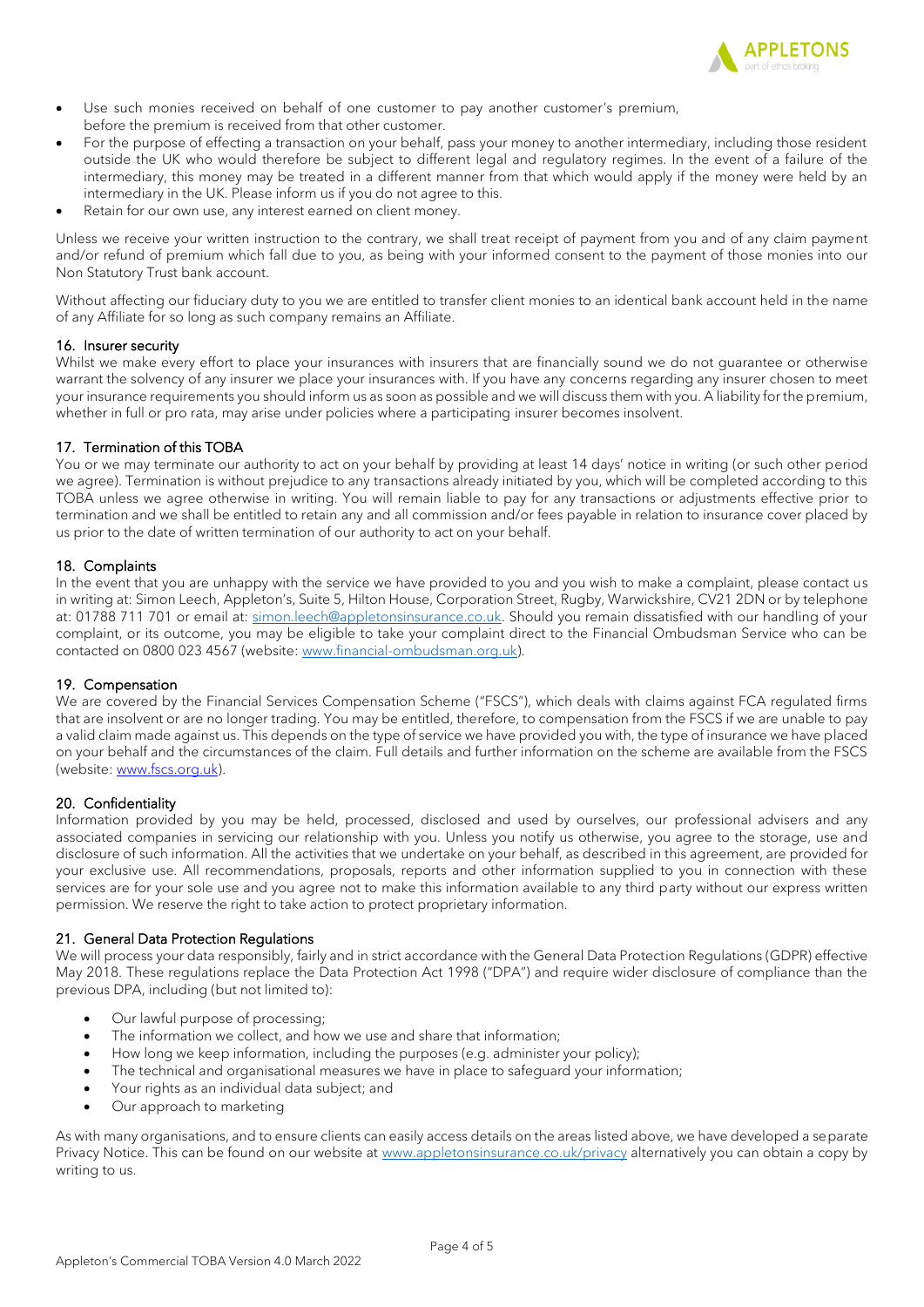- Use such monies received on behalf of one customer to pay another customer's premium, before the premium is received from that other customer.
- For the purpose of effecting a transaction on your behalf, pass your money to another intermediary, including those resident outside the UK who would therefore be subject to different legal and regulatory regimes. In the event of a failure of the intermediary, this money may be treated in a different manner from that which would apply if the money were held by an intermediary in the UK. Please inform us if you do not agree to this.
- Retain for our own use, any interest earned on client money.

Unless we receive your written instruction to the contrary, we shall treat receipt of payment from you and of any claim payment and/or refund of premium which fall due to you, as being with your informed consent to the payment of those monies into our Non Statutory Trust bank account.

Without affecting our fiduciary duty to you we are entitled to transfer client monies to an identical bank account held in the name of any Affiliate for so long as such company remains an Affiliate.

## 16. Insurer security

Whilst we make every effort to place your insurances with insurers that are financially sound we do not guarantee or otherwise warrant the solvency of any insurer we place your insurances with. If you have any concerns regarding any insurer chosen to meet your insurance requirements you should inform us as soon as possible and we will discuss them with you. A liability for the premium, whether in full or pro rata, may arise under policies where a participating insurer becomes insolvent.

## 17. Termination of this TOBA

You or we may terminate our authority to act on your behalf by providing at least 14 days' notice in writing (or such other period we agree). Termination is without prejudice to any transactions already initiated by you, which will be completed according to this TOBA unless we agree otherwise in writing. You will remain liable to pay for any transactions or adjustments effective prior to termination and we shall be entitled to retain any and all commission and/or fees payable in relation to insurance cover placed by us prior to the date of written termination of our authority to act on your behalf.

## 18. Complaints

In the event that you are unhappy with the service we have provided to you and you wish to make a complaint, please contact us in writing at: Simon Leech, Appleton's, Suite 5, Hilton House, Corporation Street, Rugby, Warwickshire, CV21 2DN or by telephone at: 01788 711 701 or email at: simon.leech@appletonsinsurance.co.uk. Should you remain dissatisfied with our handling of your complaint, or its outcome, you may be eligible to take your complaint direct to the Financial Ombudsman Service who can be contacted on 0800 023 4567 (website: www.financial-ombudsman.org.uk).

## 19. Compensation

We are covered by the Financial Services Compensation Scheme ("FSCS"), which deals with claims against FCA regulated firms that are insolvent or are no longer trading. You may be entitled, therefore, to compensation from the FSCS if we are unable to pay a valid claim made against us. This depends on the type of service we have provided you with, the type of insurance we have placed on your behalf and the circumstances of the claim. Full details and further information on the scheme are available from the FSCS (website: www.fscs.org.uk).

## 20. Confidentiality

Information provided by you may be held, processed, disclosed and used by ourselves, our professional advisers and any associated companies in servicing our relationship with you. Unless you notify us otherwise, you agree to the storage, use and disclosure of such information. All the activities that we undertake on your behalf, as described in this agreement, are provided for your exclusive use. All recommendations, proposals, reports and other information supplied to you in connection with these services are for your sole use and you agree not to make this information available to any third party without our express written permission. We reserve the right to take action to protect proprietary information.

## 21. General Data Protection Regulations

We will process your data responsibly, fairly and in strict accordance with the General Data Protection Regulations (GDPR) effective May 2018. These regulations replace the Data Protection Act 1998 ("DPA") and require wider disclosure of compliance than the previous DPA, including (but not limited to):

- Our lawful purpose of processing;
- The information we collect, and how we use and share that information;
- How long we keep information, including the purposes (e.g. administer your policy);
- The technical and organisational measures we have in place to safeguard your information;
- Your rights as an individual data subject; and
- Our approach to marketing

As with many organisations, and to ensure clients can easily access details on the areas listed above, we have developed a separate Privacy Notice. This can be found on our website at www.appletonsinsurance.co.uk/privacy alternatively you can obtain a copy by writing to us.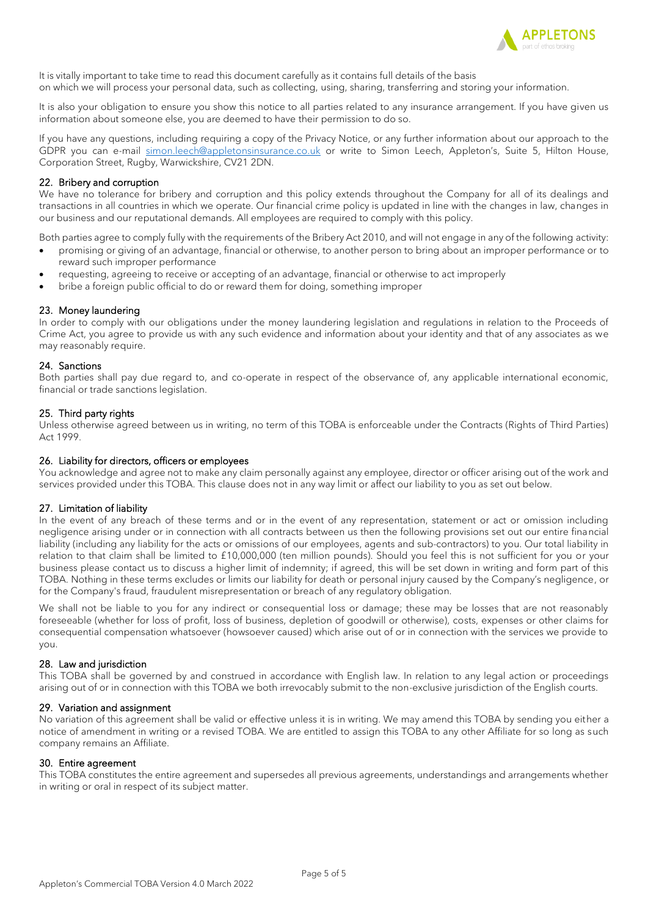It is vitally important to take time to read this document carefully as it contains full details of the basis on which we will process your personal data, such as collecting, using, sharing, transferring and storing your information.

It is also your obligation to ensure you show this notice to all parties related to any insurance arrangement. If you have given us information about someone else, you are deemed to have their permission to do so.

If you have any questions, including requiring a copy of the Privacy Notice, or any further information about our approach to the GDPR you can e-mail simon.leech@appletonsinsurance.co.uk or write to Simon Leech, Appleton's, Suite 5, Hilton House, Corporation Street, Rugby, Warwickshire, CV21 2DN.

## 22. Bribery and corruption

We have no tolerance for bribery and corruption and this policy extends throughout the Company for all of its dealings and transactions in all countries in which we operate. Our financial crime policy is updated in line with the changes in law, changes in our business and our reputational demands. All employees are required to comply with this policy.

Both parties agree to comply fully with the requirements of the Bribery Act 2010, and will not engage in any of the following activity:

- promising or giving of an advantage, financial or otherwise, to another person to bring about an improper performance or to reward such improper performance
- requesting, agreeing to receive or accepting of an advantage, financial or otherwise to act improperly
- bribe a foreign public official to do or reward them for doing, something improper

## 23. Money laundering

In order to comply with our obligations under the money laundering legislation and regulations in relation to the Proceeds of Crime Act, you agree to provide us with any such evidence and information about your identity and that of any associates as we may reasonably require.

## 24. Sanctions

Both parties shall pay due regard to, and co-operate in respect of the observance of, any applicable international economic, financial or trade sanctions legislation.

## 25. Third party rights

Unless otherwise agreed between us in writing, no term of this TOBA is enforceable under the Contracts (Rights of Third Parties) Act 1999.

## 26. Liability for directors, officers or employees

You acknowledge and agree not to make any claim personally against any employee, director or officer arising out of the work and services provided under this TOBA. This clause does not in any way limit or affect our liability to you as set out below.

## 27. Limitation of liability

In the event of any breach of these terms and or in the event of any representation, statement or act or omission including negligence arising under or in connection with all contracts between us then the following provisions set out our entire financial liability (including any liability for the acts or omissions of our employees, agents and sub-contractors) to you. Our total liability in relation to that claim shall be limited to £10,000,000 (ten million pounds). Should you feel this is not sufficient for you or your business please contact us to discuss a higher limit of indemnity; if agreed, this will be set down in writing and form part of this TOBA. Nothing in these terms excludes or limits our liability for death or personal injury caused by the Company's negligence, or for the Company's fraud, fraudulent misrepresentation or breach of any regulatory obligation.

We shall not be liable to you for any indirect or consequential loss or damage; these may be losses that are not reasonably foreseeable (whether for loss of profit, loss of business, depletion of goodwill or otherwise), costs, expenses or other claims for consequential compensation whatsoever (howsoever caused) which arise out of or in connection with the services we provide to you.

## 28. Law and jurisdiction

This TOBA shall be governed by and construed in accordance with English law. In relation to any legal action or proceedings arising out of or in connection with this TOBA we both irrevocably submit to the non-exclusive jurisdiction of the English courts.

## 29. Variation and assignment

No variation of this agreement shall be valid or effective unless it is in writing. We may amend this TOBA by sending you either a notice of amendment in writing or a revised TOBA. We are entitled to assign this TOBA to any other Affiliate for so long as such company remains an Affiliate.

## 30. Entire agreement

This TOBA constitutes the entire agreement and supersedes all previous agreements, understandings and arrangements whether in writing or oral in respect of its subject matter.